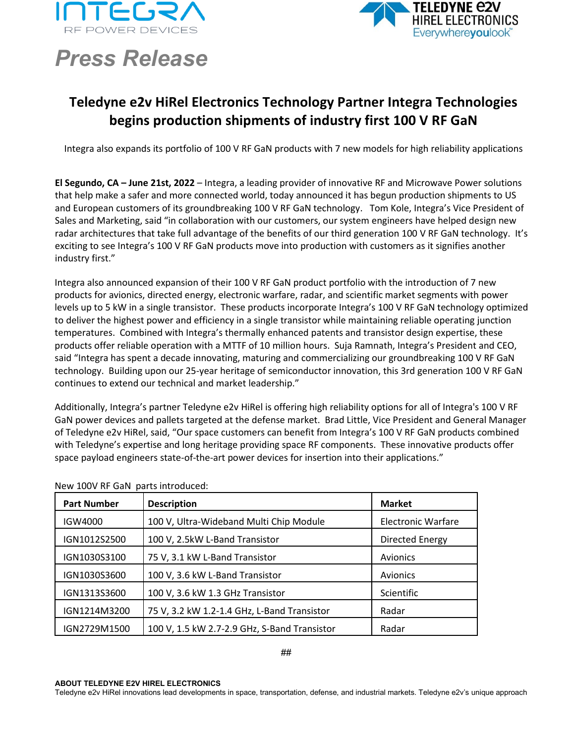INTEGRA
RF POWER DEVICES

TELEDYNE e2v
HIREL ELECTRONICS
Everywhereyoulook™

# *Press Release*

## Teledyne e2v HiRel Electronics Technology Partner Integra Technologies begins production shipments of industry first 100 V RF GaN

Integra also expands its portfolio of 100 V RF GaN products with 7 new models for high reliability applications

**El Segundo, CA – June 21st, 2022** – Integra, a leading provider of innovative RF and Microwave Power solutions that help make a safer and more connected world, today announced it has begun production shipments to US and European customers of its groundbreaking 100 V RF GaN technology. Tom Kole, Integra's Vice President of Sales and Marketing, said "in collaboration with our customers, our system engineers have helped design new radar architectures that take full advantage of the benefits of our third generation 100 V RF GaN technology. It's exciting to see Integra's 100 V RF GaN products move into production with customers as it signifies another industry first."

Integra also announced expansion of their 100 V RF GaN product portfolio with the introduction of 7 new products for avionics, directed energy, electronic warfare, radar, and scientific market segments with power levels up to 5 kW in a single transistor. These products incorporate Integra's 100 V RF GaN technology optimized to deliver the highest power and efficiency in a single transistor while maintaining reliable operating junction temperatures. Combined with Integra's thermally enhanced patents and transistor design expertise, these products offer reliable operation with a MTTF of 10 million hours. Suja Ramnath, Integra's President and CEO, said "Integra has spent a decade innovating, maturing and commercializing our groundbreaking 100 V RF GaN technology. Building upon our 25-year heritage of semiconductor innovation, this 3rd generation 100 V RF GaN continues to extend our technical and market leadership."

Additionally, Integra's partner Teledyne e2v HiRel is offering high reliability options for all of Integra's 100 V RF GaN power devices and pallets targeted at the defense market. Brad Little, Vice President and General Manager of Teledyne e2v HiRel, said, "Our space customers can benefit from Integra's 100 V RF GaN products combined with Teledyne's expertise and long heritage providing space RF components. These innovative products offer space payload engineers state-of-the-art power devices for insertion into their applications."

New 100V RF GaN parts introduced:

| Part Number | Description | Market |
|---|---|---|
| IGW4000 | 100 V, Ultra-Wideband Multi Chip Module | Electronic Warfare |
| IGN1012S2500 | 100 V, 2.5kW L-Band Transistor | Directed Energy |
| IGN1030S3100 | 75 V, 3.1 kW L-Band Transistor | Avionics |
| IGN1030S3600 | 100 V, 3.6 kW L-Band Transistor | Avionics |
| IGN1313S3600 | 100 V, 3.6 kW 1.3 GHz Transistor | Scientific |
| IGN1214M3200 | 75 V, 3.2 kW 1.2-1.4 GHz, L-Band Transistor | Radar |
| IGN2729M1500 | 100 V, 1.5 kW 2.7-2.9 GHz, S-Band Transistor | Radar |

##

**ABOUT TELEDYNE E2V HIREL ELECTRONICS**

Teledyne e2v HiRel innovations lead developments in space, transportation, defense, and industrial markets. Teledyne e2v's unique approach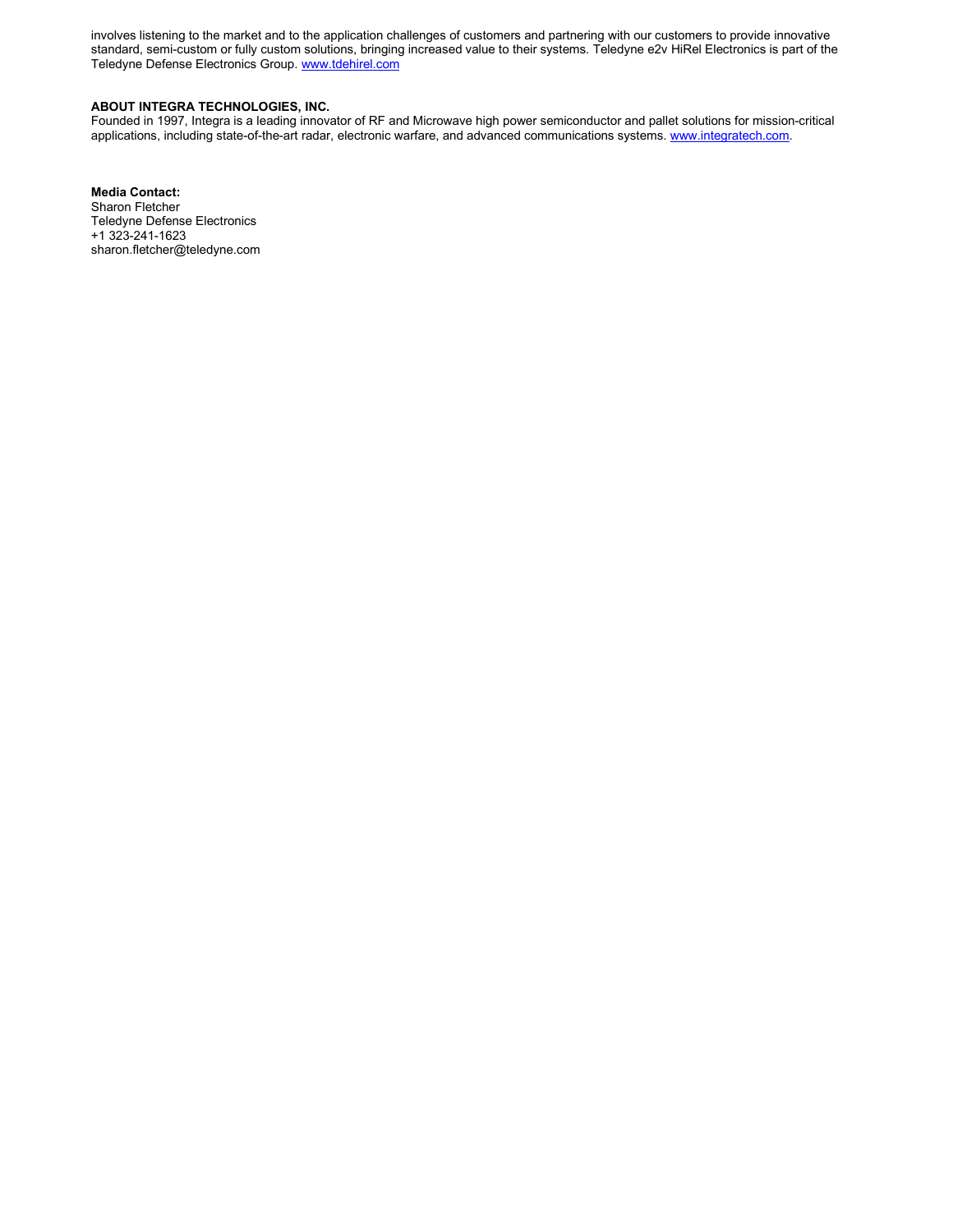involves listening to the market and to the application challenges of customers and partnering with our customers to provide innovative standard, semi-custom or fully custom solutions, bringing increased value to their systems. Teledyne e2v HiRel Electronics is part of the Teledyne Defense Electronics Group. www.tdehirel.com

**ABOUT INTEGRA TECHNOLOGIES, INC.**

Founded in 1997, Integra is a leading innovator of RF and Microwave high power semiconductor and pallet solutions for mission-critical applications, including state-of-the-art radar, electronic warfare, and advanced communications systems. www.integratech.com.

**Media Contact:**
Sharon Fletcher
Teledyne Defense Electronics
+1 323-241-1623
sharon.fletcher@teledyne.com